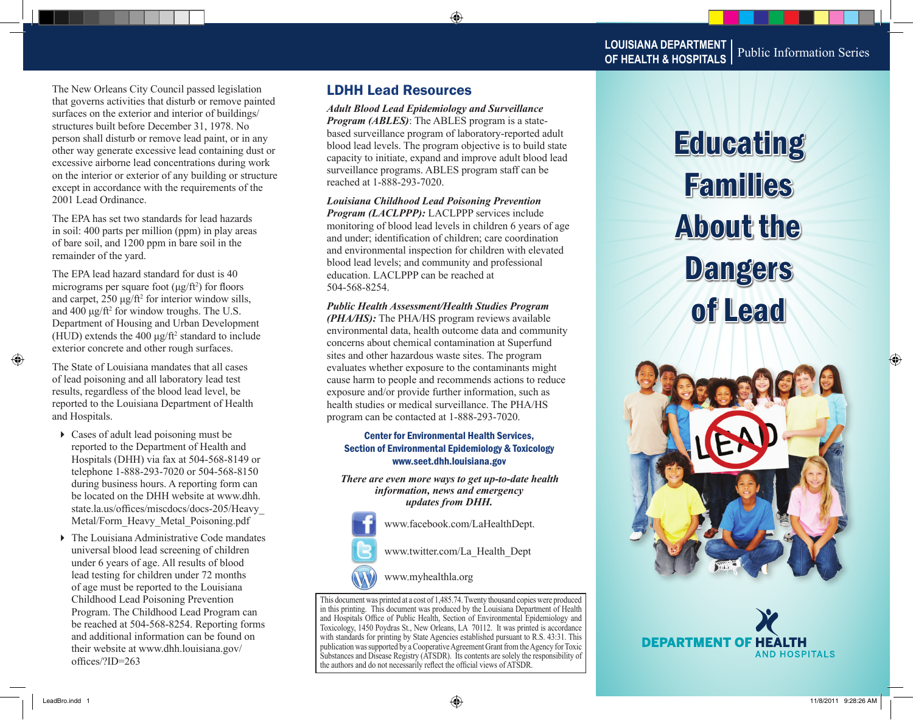The New Orleans City Council passed legislation that governs activities that disturb or remove painted surfaces on the exterior and interior of buildings/structures built before December 31, 1978. No person shall disturb or remove lead paint, or in any other way generate excessive lead containing dust or excessive airborne lead concentrations during work on the interior or exterior of any building or structure except in accordance with the requirements of the 2001 Lead Ordinance.

The EPA has set two standards for lead hazards in soil: 400 parts per million (ppm) in play areas of bare soil, and 1200 ppm in bare soil in the remainder of the yard.

The EPA lead hazard standard for dust is 40 micrograms per square foot ($\mu g/ft^2$) for floors and carpet, 250 $\mu g/ft^2$ for interior window sills, and 400 $\mu g/ft^2$ for window troughs. The U.S. Department of Housing and Urban Development (HUD) extends the 400 $\mu g/ft^2$ standard to include exterior concrete and other rough surfaces.

The State of Louisiana mandates that all cases of lead poisoning and all laboratory lead test results, regardless of the blood lead level, be reported to the Louisiana Department of Health and Hospitals.

- Cases of adult lead poisoning must be reported to the Department of Health and Hospitals (DHH) via fax at 504-568-8149 or telephone 1-888-293-7020 or 504-568-8150 during business hours. A reporting form can be located on the DHH website at www.dhh.state.la.us/offices/miscdocs/docs-205/Heavy_Metal/Form_Heavy_Metal_Poisoning.pdf
- The Louisiana Administrative Code mandates universal blood lead screening of children under 6 years of age. All results of blood lead testing for children under 72 months of age must be reported to the Louisiana Childhood Lead Poisoning Prevention Program. The Childhood Lead Program can be reached at 504-568-8254. Reporting forms and additional information can be found on their website at www.dhh.louisiana.gov/offices/?ID=263

## LDHH Lead Resources

***Adult Blood Lead Epidemiology and Surveillance Program (ABLES)***: The ABLES program is a state-based surveillance program of laboratory-reported adult blood lead levels. The program objective is to build state capacity to initiate, expand and improve adult blood lead surveillance programs. ABLES program staff can be reached at 1-888-293-7020.

***Louisiana Childhood Lead Poisoning Prevention Program (LACLPPP):*** LACLPPP services include monitoring of blood lead levels in children 6 years of age and under; identification of children; care coordination and environmental inspection for children with elevated blood lead levels; and community and professional education. LACLPPP can be reached at 504-568-8254.

***Public Health Assessment/Health Studies Program (PHA/HS):*** The PHA/HS program reviews available environmental data, health outcome data and community concerns about chemical contamination at Superfund sites and other hazardous waste sites. The program evaluates whether exposure to the contaminants might cause harm to people and recommends actions to reduce exposure and/or provide further information, such as health studies or medical surveillance. The PHA/HS program can be contacted at 1-888-293-7020.

**Center for Environmental Health Services,**
**Section of Environmental Epidemiology & Toxicology**
**www.seet.dhh.louisiana.gov**

***There are even more ways to get up-to-date health information, news and emergency updates from DHH.***

www.facebook.com/LaHealthDept.

www.twitter.com/La_Health_Dept

www.myhealthla.org

This document was printed at a cost of 1,485.74. Twenty thousand copies were produced in this printing. This document was produced by the Louisiana Department of Health and Hospitals Office of Public Health, Section of Environmental Epidemiology and Toxicology, 1450 Poydras St., New Orleans, LA 70112. It was printed is accordance with standards for printing by State Agencies established pursuant to R.S. 43:31. This publication was supported by a Cooperative Agreement Grant from the Agency for Toxic Substances and Disease Registry (ATSDR). Its contents are solely the responsibility of the authors and do not necessarily reflect the official views of ATSDR.

LOUISIANA DEPARTMENT OF HEALTH & HOSPITALS | Public Information Series

# Educating Families About the Dangers of Lead

DEPARTMENT OF HEALTH AND HOSPITALS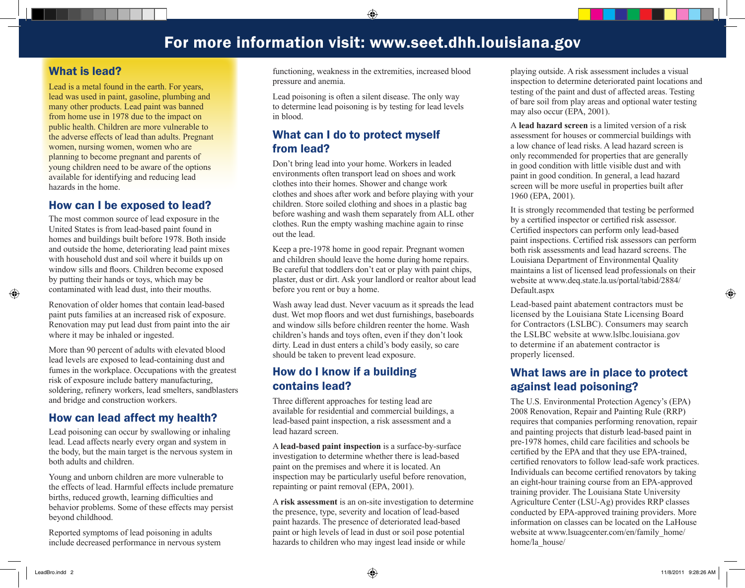# For more information visit: www.seet.dhh.louisiana.gov

## What is lead?

Lead is a metal found in the earth. For years, lead was used in paint, gasoline, plumbing and many other products. Lead paint was banned from home use in 1978 due to the impact on public health. Children are more vulnerable to the adverse effects of lead than adults. Pregnant women, nursing women, women who are planning to become pregnant and parents of young children need to be aware of the options available for identifying and reducing lead hazards in the home.

## How can I be exposed to lead?

The most common source of lead exposure in the United States is from lead-based paint found in homes and buildings built before 1978. Both inside and outside the home, deteriorating lead paint mixes with household dust and soil where it builds up on window sills and floors. Children become exposed by putting their hands or toys, which may be contaminated with lead dust, into their mouths.

Renovation of older homes that contain lead-based paint puts families at an increased risk of exposure. Renovation may put lead dust from paint into the air where it may be inhaled or ingested.

More than 90 percent of adults with elevated blood lead levels are exposed to lead-containing dust and fumes in the workplace. Occupations with the greatest risk of exposure include battery manufacturing, soldering, refinery workers, lead smelters, sandblasters and bridge and construction workers.

## How can lead affect my health?

Lead poisoning can occur by swallowing or inhaling lead. Lead affects nearly every organ and system in the body, but the main target is the nervous system in both adults and children.

Young and unborn children are more vulnerable to the effects of lead. Harmful effects include premature births, reduced growth, learning difficulties and behavior problems. Some of these effects may persist beyond childhood.

Reported symptoms of lead poisoning in adults include decreased performance in nervous system functioning, weakness in the extremities, increased blood pressure and anemia.

Lead poisoning is often a silent disease. The only way to determine lead poisoning is by testing for lead levels in blood.

## What can I do to protect myself from lead?

Don't bring lead into your home. Workers in leaded environments often transport lead on shoes and work clothes into their homes. Shower and change work clothes and shoes after work and before playing with your children. Store soiled clothing and shoes in a plastic bag before washing and wash them separately from ALL other clothes. Run the empty washing machine again to rinse out the lead.

Keep a pre-1978 home in good repair. Pregnant women and children should leave the home during home repairs. Be careful that toddlers don't eat or play with paint chips, plaster, dust or dirt. Ask your landlord or realtor about lead before you rent or buy a home.

Wash away lead dust. Never vacuum as it spreads the lead dust. Wet mop floors and wet dust furnishings, baseboards and window sills before children reenter the home. Wash children's hands and toys often, even if they don't look dirty. Lead in dust enters a child's body easily, so care should be taken to prevent lead exposure.

## How do I know if a building contains lead?

Three different approaches for testing lead are available for residential and commercial buildings, a lead-based paint inspection, a risk assessment and a lead hazard screen.

A **lead-based paint inspection** is a surface-by-surface investigation to determine whether there is lead-based paint on the premises and where it is located. An inspection may be particularly useful before renovation, repainting or paint removal (EPA, 2001).

A **risk assessment** is an on-site investigation to determine the presence, type, severity and location of lead-based paint hazards. The presence of deteriorated lead-based paint or high levels of lead in dust or soil pose potential hazards to children who may ingest lead inside or while playing outside. A risk assessment includes a visual inspection to determine deteriorated paint locations and testing of the paint and dust of affected areas. Testing of bare soil from play areas and optional water testing may also occur (EPA, 2001).

A **lead hazard screen** is a limited version of a risk assessment for houses or commercial buildings with a low chance of lead risks. A lead hazard screen is only recommended for properties that are generally in good condition with little visible dust and with paint in good condition. In general, a lead hazard screen will be more useful in properties built after 1960 (EPA, 2001).

It is strongly recommended that testing be performed by a certified inspector or certified risk assessor. Certified inspectors can perform only lead-based paint inspections. Certified risk assessors can perform both risk assessments and lead hazard screens. The Louisiana Department of Environmental Quality maintains a list of licensed lead professionals on their website at www.deq.state.la.us/portal/tabid/2884/Default.aspx

Lead-based paint abatement contractors must be licensed by the Louisiana State Licensing Board for Contractors (LSLBC). Consumers may search the LSLBC website at www.lslbc.louisiana.gov to determine if an abatement contractor is properly licensed.

## What laws are in place to protect against lead poisoning?

The U.S. Environmental Protection Agency's (EPA) 2008 Renovation, Repair and Painting Rule (RRP) requires that companies performing renovation, repair and painting projects that disturb lead-based paint in pre-1978 homes, child care facilities and schools be certified by the EPA and that they use EPA-trained, certified renovators to follow lead-safe work practices. Individuals can become certified renovators by taking an eight-hour training course from an EPA-approved training provider. The Louisiana State University Agriculture Center (LSU-Ag) provides RRP classes conducted by EPA-approved training providers. More information on classes can be located on the LaHouse website at www.lsuagcenter.com/en/family_home/home/la_house/